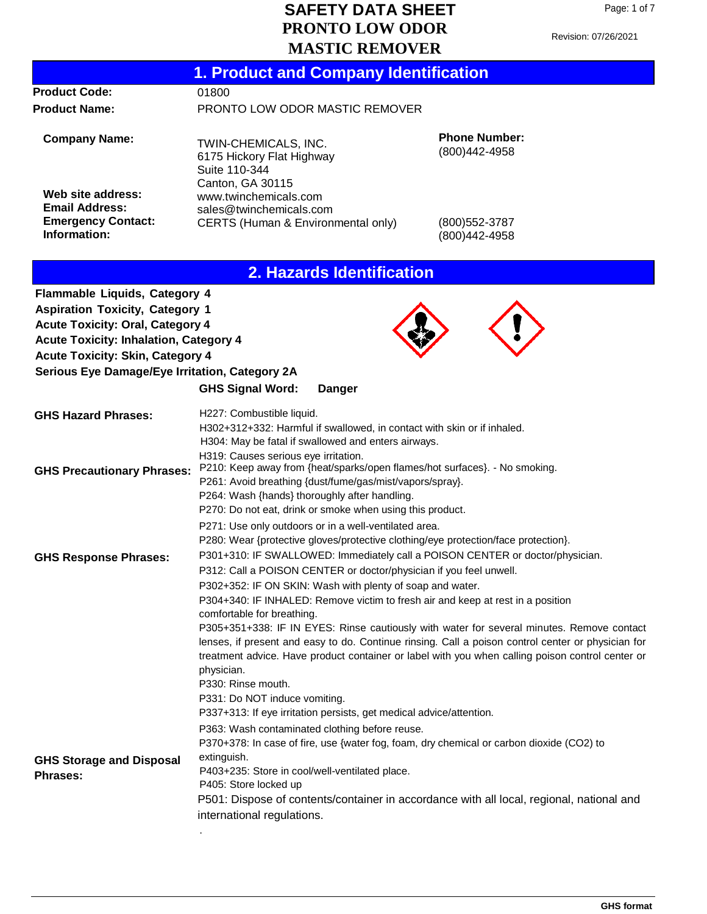# SAFETY DATA SHEET
# PRONTO LOW ODOR MASTIC REMOVER

Revision: 07/26/2021

## 1. Product and Company Identification

**Product Code:** 01800

**Product Name:** PRONTO LOW ODOR MASTIC REMOVER

**Company Name:**
TWIN-CHEMICALS, INC.
6175 Hickory Flat Highway
Suite 110-344
Canton, GA 30115

**Phone Number:**
(800)442-4958

**Web site address:** www.twinchemicals.com

**Email Address:** sales@twinchemicals.com

**Emergency Contact: Information:** CERTS (Human & Environmental only)
(800)552-3787
(800)442-4958

## 2. Hazards Identification

**Flammable Liquids, Category 4**
**Aspiration Toxicity, Category 1**
**Acute Toxicity: Oral, Category 4**
**Acute Toxicity: Inhalation, Category 4**
**Acute Toxicity: Skin, Category 4**
**Serious Eye Damage/Eye Irritation, Category 2A**

**GHS Signal Word:** **Danger**

**GHS Hazard Phrases:**
H227: Combustible liquid.
H302+312+332: Harmful if swallowed, in contact with skin or if inhaled.
H304: May be fatal if swallowed and enters airways.
H319: Causes serious eye irritation.

**GHS Precautionary Phrases:**
P210: Keep away from {heat/sparks/open flames/hot surfaces}. - No smoking.
P261: Avoid breathing {dust/fume/gas/mist/vapors/spray}.
P264: Wash {hands} thoroughly after handling.
P270: Do not eat, drink or smoke when using this product.
P271: Use only outdoors or in a well-ventilated area.
P280: Wear {protective gloves/protective clothing/eye protection/face protection}.

**GHS Response Phrases:**
P301+310: IF SWALLOWED: Immediately call a POISON CENTER or doctor/physician.
P312: Call a POISON CENTER or doctor/physician if you feel unwell.
P302+352: IF ON SKIN: Wash with plenty of soap and water.
P304+340: IF INHALED: Remove victim to fresh air and keep at rest in a position comfortable for breathing.
P305+351+338: IF IN EYES: Rinse cautiously with water for several minutes. Remove contact lenses, if present and easy to do. Continue rinsing. Call a poison control center or physician for treatment advice. Have product container or label with you when calling poison control center or physician.
P330: Rinse mouth.
P331: Do NOT induce vomiting.
P337+313: If eye irritation persists, get medical advice/attention.
P363: Wash contaminated clothing before reuse.
P370+378: In case of fire, use {water fog, foam, dry chemical or carbon dioxide ($CO_2$) to extinguish.

**GHS Storage and Disposal Phrases:**
P403+235: Store in cool/well-ventilated place.
P405: Store locked up
P501: Dispose of contents/container in accordance with all local, regional, national and international regulations.

.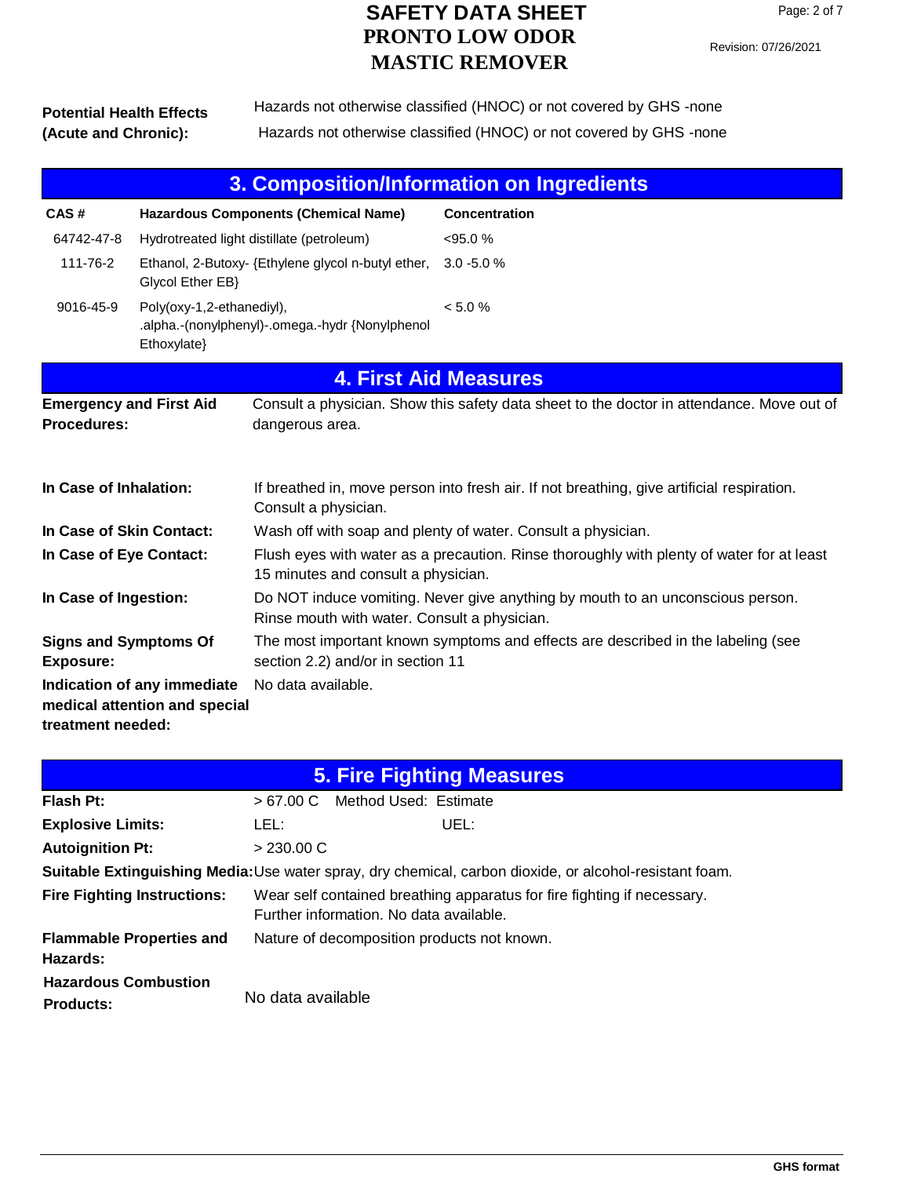**Potential Health Effects (Acute and Chronic):** Hazards not otherwise classified (HNOC) or not covered by GHS -none
Hazards not otherwise classified (HNOC) or not covered by GHS -none

## 3. Composition/Information on Ingredients

| CAS # | Hazardous Components (Chemical Name) | Concentration |
|---|---|---|
| 64742-47-8 | Hydrotreated light distillate (petroleum) | <95.0 % |
| 111-76-2 | Ethanol, 2-Butoxy- {Ethylene glycol n-butyl ether, Glycol Ether EB} | 3.0 -5.0 % |
| 9016-45-9 | Poly(oxy-1,2-ethanediyl), .alpha.-(nonylphenyl)-.omega.-hydr {Nonylphenol Ethoxylate} | < 5.0 % |

## 4. First Aid Measures

**Emergency and First Aid Procedures:** Consult a physician. Show this safety data sheet to the doctor in attendance. Move out of dangerous area.

**In Case of Inhalation:** If breathed in, move person into fresh air. If not breathing, give artificial respiration. Consult a physician.

**In Case of Skin Contact:** Wash off with soap and plenty of water. Consult a physician.

**In Case of Eye Contact:** Flush eyes with water as a precaution. Rinse thoroughly with plenty of water for at least 15 minutes and consult a physician.

**In Case of Ingestion:** Do NOT induce vomiting. Never give anything by mouth to an unconscious person. Rinse mouth with water. Consult a physician.

**Signs and Symptoms Of Exposure:** The most important known symptoms and effects are described in the labeling (see section 2.2) and/or in section 11

**Indication of any immediate medical attention and special treatment needed:** No data available.

## 5. Fire Fighting Measures

**Flash Pt:** > 67.00 C Method Used: Estimate

**Explosive Limits:** LEL: UEL:

**Autoignition Pt:** > 230.00 C

**Suitable Extinguishing Media:** Use water spray, dry chemical, carbon dioxide, or alcohol-resistant foam.

**Fire Fighting Instructions:** Wear self contained breathing apparatus for fire fighting if necessary.
Further information. No data available.

**Flammable Properties and Hazards:** Nature of decomposition products not known.

**Hazardous Combustion Products:** No data available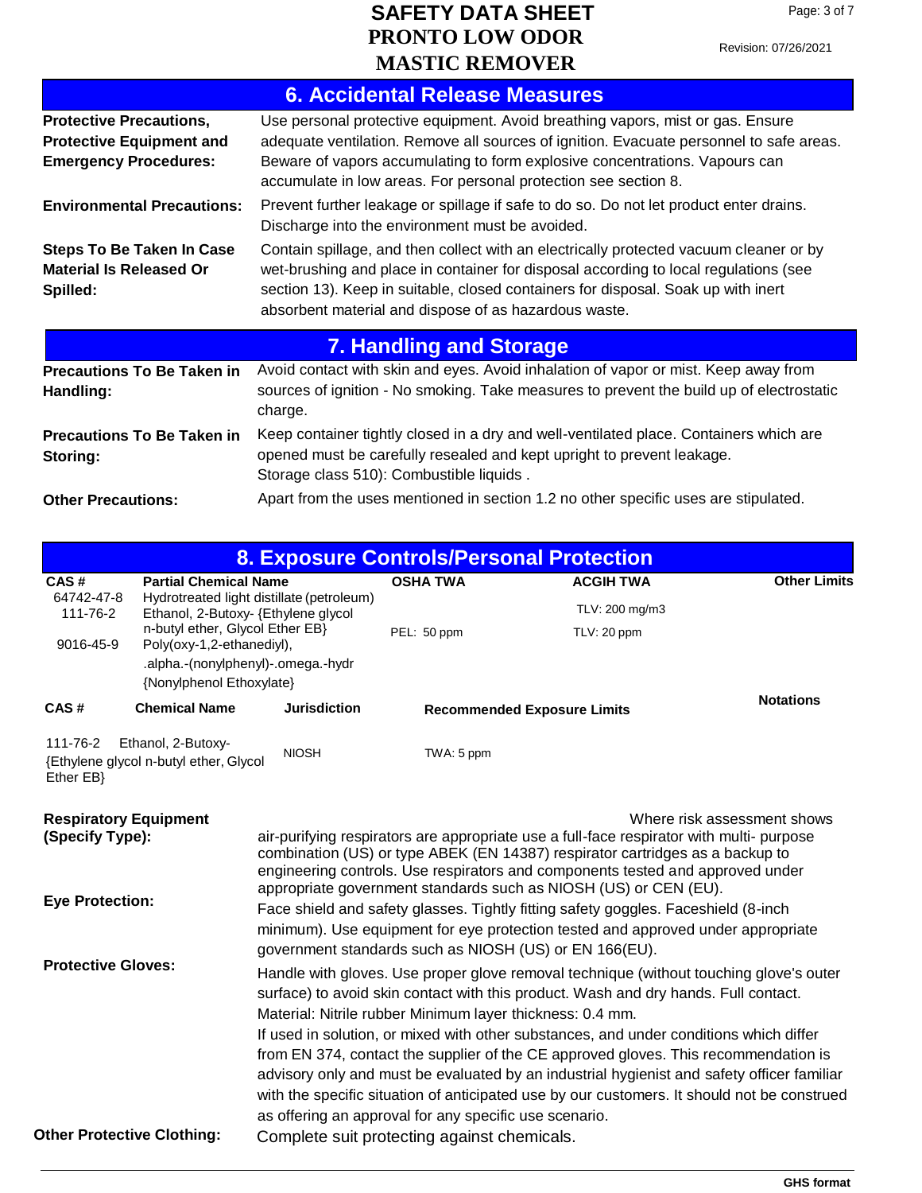## 6. Accidental Release Measures

**Protective Precautions, Protective Equipment and Emergency Procedures:** Use personal protective equipment. Avoid breathing vapors, mist or gas. Ensure adequate ventilation. Remove all sources of ignition. Evacuate personnel to safe areas. Beware of vapors accumulating to form explosive concentrations. Vapours can accumulate in low areas. For personal protection see section 8.

**Environmental Precautions:** Prevent further leakage or spillage if safe to do so. Do not let product enter drains. Discharge into the environment must be avoided.

**Steps To Be Taken In Case Material Is Released Or Spilled:** Contain spillage, and then collect with an electrically protected vacuum cleaner or by wet-brushing and place in container for disposal according to local regulations (see section 13). Keep in suitable, closed containers for disposal. Soak up with inert absorbent material and dispose of as hazardous waste.

## 7. Handling and Storage

**Precautions To Be Taken in Handling:** Avoid contact with skin and eyes. Avoid inhalation of vapor or mist. Keep away from sources of ignition - No smoking. Take measures to prevent the build up of electrostatic charge.

**Precautions To Be Taken in Storing:** Keep container tightly closed in a dry and well-ventilated place. Containers which are opened must be carefully resealed and kept upright to prevent leakage.
Storage class 510): Combustible liquids .

**Other Precautions:** Apart from the uses mentioned in section 1.2 no other specific uses are stipulated.

## 8. Exposure Controls/Personal Protection

| CAS # | Partial Chemical Name | OSHA TWA | ACGIH TWA | Other Limits |
|---|---|---|---|---|
| 64742-47-8 | Hydrotreated light distillate (petroleum) | | TLV: 200 mg/m3 | |
| 111-76-2 | Ethanol, 2-Butoxy- {Ethylene glycol n-butyl ether, Glycol Ether EB} | PEL: 50 ppm | TLV: 20 ppm | |
| 9016-45-9 | Poly(oxy-1,2-ethanediyl), .alpha.-(nonylphenyl)-.omega.-hydr {Nonylphenol Ethoxylate} | | | |

| CAS # | Chemical Name | Jurisdiction | Recommended Exposure Limits | Notations |
|---|---|---|---|---|
| 111-76-2 | Ethanol, 2-Butoxy- {Ethylene glycol n-butyl ether, Glycol Ether EB} | NIOSH | TWA: 5 ppm | |

**Respiratory Equipment (Specify Type):** Where risk assessment shows air-purifying respirators are appropriate use a full-face respirator with multi- purpose combination (US) or type ABEK (EN 14387) respirator cartridges as a backup to engineering controls. Use respirators and components tested and approved under appropriate government standards such as NIOSH (US) or CEN (EU).

**Eye Protection:** Face shield and safety glasses. Tightly fitting safety goggles. Faceshield (8-inch minimum). Use equipment for eye protection tested and approved under appropriate government standards such as NIOSH (US) or EN 166(EU).

**Protective Gloves:** Handle with gloves. Use proper glove removal technique (without touching glove's outer surface) to avoid skin contact with this product. Wash and dry hands. Full contact. Material: Nitrile rubber Minimum layer thickness: 0.4 mm.
If used in solution, or mixed with other substances, and under conditions which differ from EN 374, contact the supplier of the CE approved gloves. This recommendation is advisory only and must be evaluated by an industrial hygienist and safety officer familiar with the specific situation of anticipated use by our customers. It should not be construed as offering an approval for any specific use scenario.

**Other Protective Clothing:** Complete suit protecting against chemicals.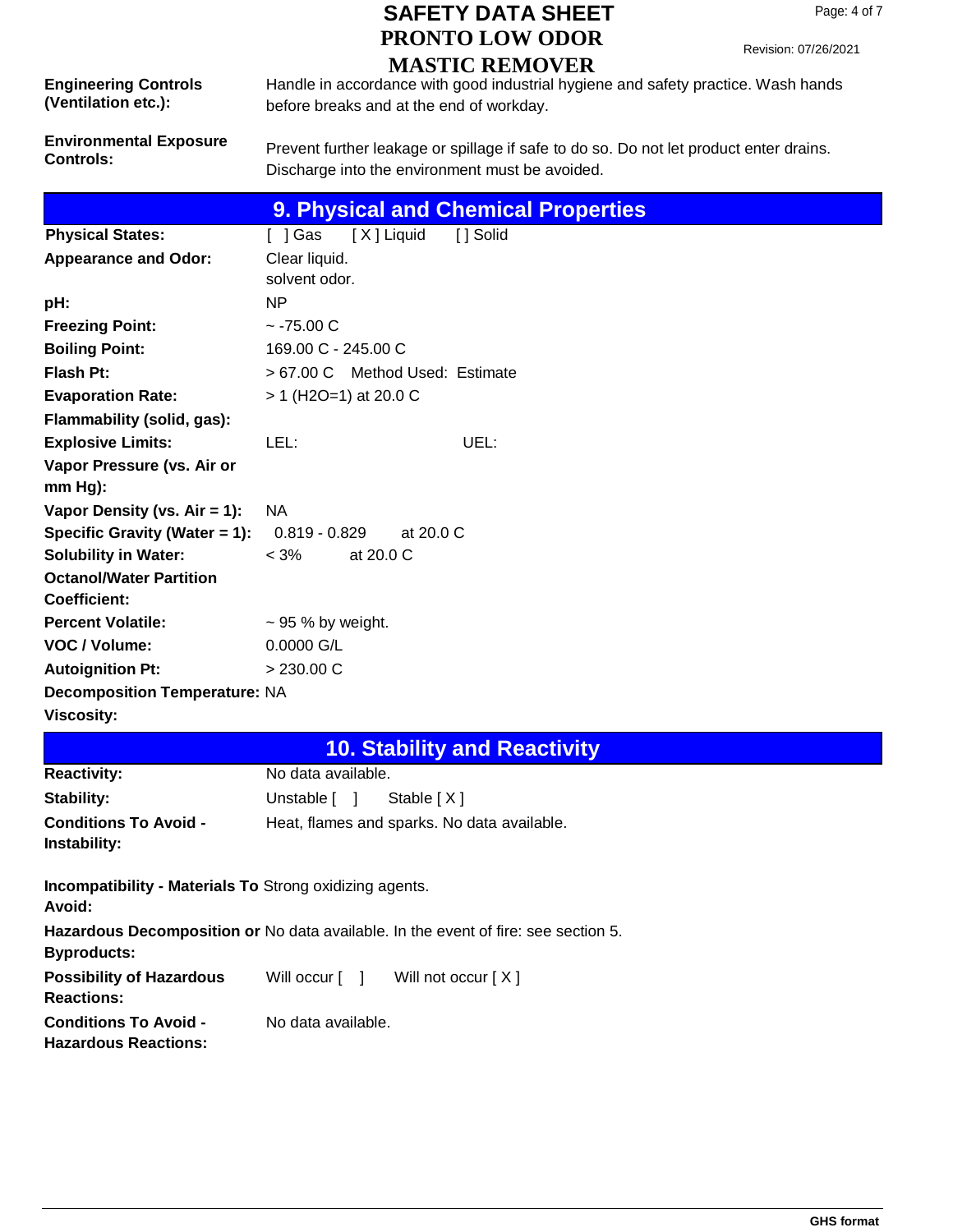| | |
|---|---|
| **Engineering Controls (Ventilation etc.):** | Handle in accordance with good industrial hygiene and safety practice. Wash hands before breaks and at the end of workday. |
| **Environmental Exposure Controls:** | Prevent further leakage or spillage if safe to do so. Do not let product enter drains. Discharge into the environment must be avoided. |

## 9. Physical and Chemical Properties

| | |
|---|---|
| **Physical States:** | [ ] Gas [ X ] Liquid [ ] Solid |
| **Appearance and Odor:** | Clear liquid.<br>solvent odor. |
| **pH:** | NP |
| **Freezing Point:** | ~ -75.00 C |
| **Boiling Point:** | 169.00 C - 245.00 C |
| **Flash Pt:** | > 67.00 C Method Used: Estimate |
| **Evaporation Rate:** | > 1 ($H_2O$=1) at 20.0 C |
| **Flammability (solid, gas):** | |
| **Explosive Limits:** | LEL: UEL: |
| **Vapor Pressure (vs. Air or mm Hg):** | |
| **Vapor Density (vs. Air = 1):** | NA |
| **Specific Gravity (Water = 1):** | 0.819 - 0.829 at 20.0 C |
| **Solubility in Water:** | < 3% at 20.0 C |
| **Octanol/Water Partition Coefficient:** | |
| **Percent Volatile:** | ~ 95 % by weight. |
| **VOC / Volume:** | 0.0000 G/L |
| **Autoignition Pt:** | > 230.00 C |
| **Decomposition Temperature:** | NA |
| **Viscosity:** | |

## 10. Stability and Reactivity

| | |
|---|---|
| **Reactivity:** | No data available. |
| **Stability:** | Unstable [ ] Stable [ X ] |
| **Conditions To Avoid - Instability:** | Heat, flames and sparks. No data available. |
| **Incompatibility - Materials To Avoid:** | Strong oxidizing agents. |
| **Hazardous Decomposition or Byproducts:** | No data available. In the event of fire: see section 5. |
| **Possibility of Hazardous Reactions:** | Will occur [ ] Will not occur [ X ] |
| **Conditions To Avoid - Hazardous Reactions:** | No data available. |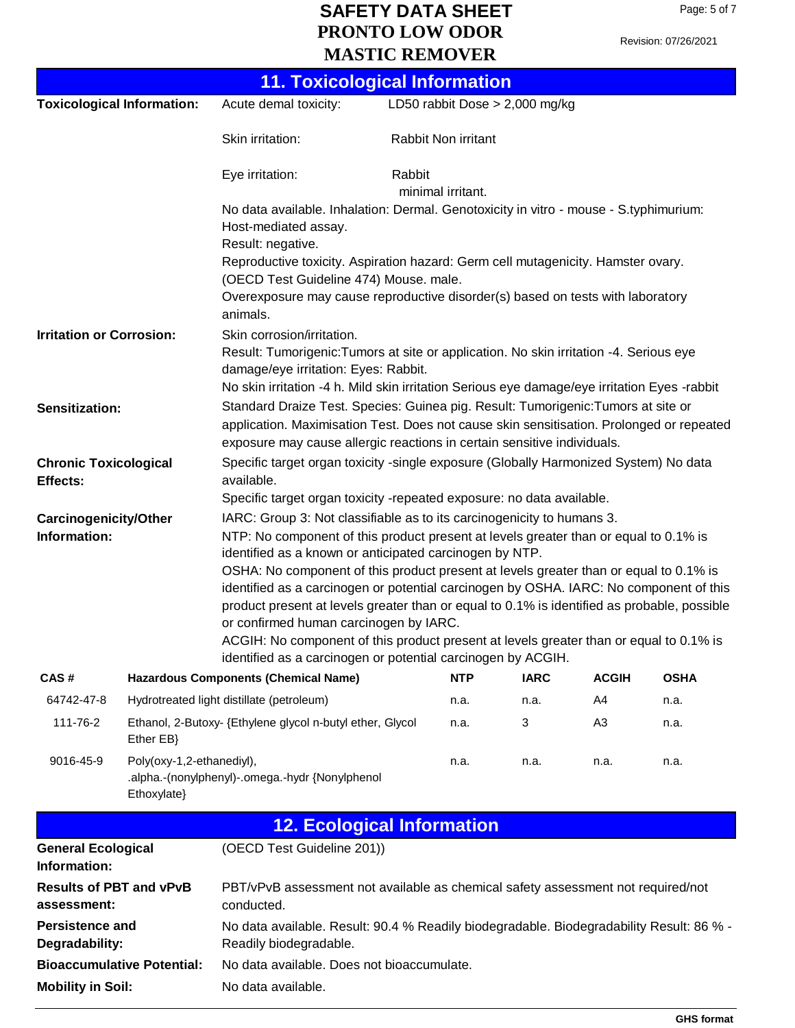## 11. Toxicological Information

**Toxicological Information:** Acute demal toxicity: LD50 rabbit Dose > 2,000 mg/kg

Skin irritation: Rabbit Non irritant

Eye irritation: Rabbit minimal irritant.

No data available. Inhalation: Dermal. Genotoxicity in vitro - mouse - S.typhimurium: Host-mediated assay.
Result: negative.
Reproductive toxicity. Aspiration hazard: Germ cell mutagenicity. Hamster ovary. (OECD Test Guideline 474) Mouse. male.
Overexposure may cause reproductive disorder(s) based on tests with laboratory animals.

**Irritation or Corrosion:** Skin corrosion/irritation.
Result: Tumorigenic:Tumors at site or application. No skin irritation -4. Serious eye damage/eye irritation: Eyes: Rabbit.
No skin irritation -4 h. Mild skin irritation Serious eye damage/eye irritation Eyes -rabbit

**Sensitization:** Standard Draize Test. Species: Guinea pig. Result: Tumorigenic:Tumors at site or application. Maximisation Test. Does not cause skin sensitisation. Prolonged or repeated exposure may cause allergic reactions in certain sensitive individuals.

**Chronic Toxicological Effects:** Specific target organ toxicity -single exposure (Globally Harmonized System) No data available.
Specific target organ toxicity -repeated exposure: no data available.

**Carcinogenicity/Other Information:** IARC: Group 3: Not classifiable as to its carcinogenicity to humans 3.
NTP: No component of this product present at levels greater than or equal to 0.1% is identified as a known or anticipated carcinogen by NTP.
OSHA: No component of this product present at levels greater than or equal to 0.1% is identified as a carcinogen or potential carcinogen by OSHA. IARC: No component of this product present at levels greater than or equal to 0.1% is identified as probable, possible or confirmed human carcinogen by IARC.
ACGIH: No component of this product present at levels greater than or equal to 0.1% is identified as a carcinogen or potential carcinogen by ACGIH.

| CAS # | Hazardous Components (Chemical Name) | NTP | IARC | ACGIH | OSHA |
|---|---|---|---|---|---|
| 64742-47-8 | Hydrotreated light distillate (petroleum) | n.a. | n.a. | A4 | n.a. |
| 111-76-2 | Ethanol, 2-Butoxy- {Ethylene glycol n-butyl ether, Glycol Ether EB} | n.a. | 3 | A3 | n.a. |
| 9016-45-9 | Poly(oxy-1,2-ethanediyl), .alpha.-(nonylphenyl)-.omega.-hydr {Nonylphenol Ethoxylate} | n.a. | n.a. | n.a. | n.a. |

## 12. Ecological Information

**General Ecological Information:** (OECD Test Guideline 201))

**Results of PBT and vPvB assessment:** PBT/vPvB assessment not available as chemical safety assessment not required/not conducted.

**Persistence and Degradability:** No data available. Result: 90.4 % Readily biodegradable. Biodegradability Result: 86 % - Readily biodegradable.

**Bioaccumulative Potential:** No data available. Does not bioaccumulate.

**Mobility in Soil:** No data available.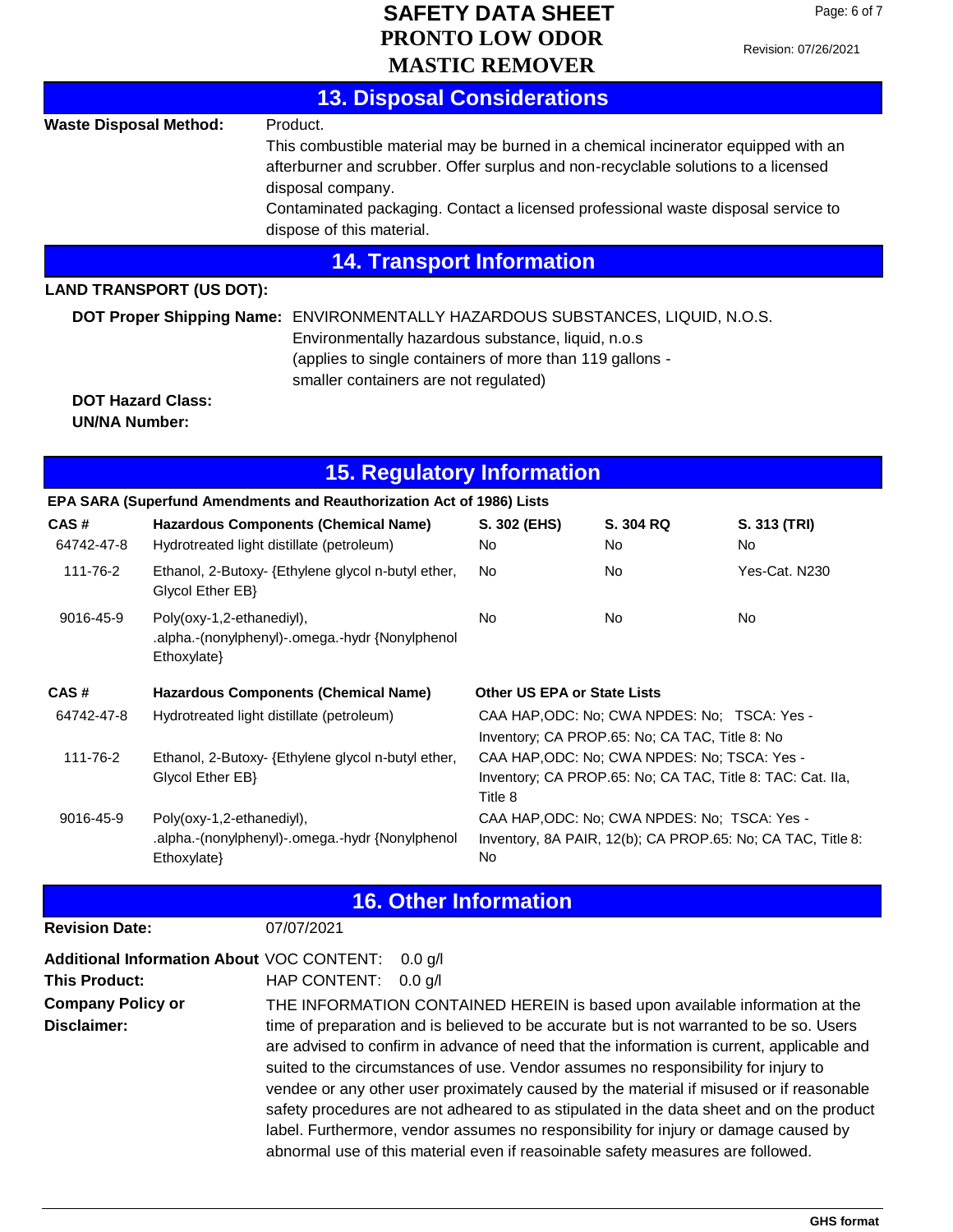## 13. Disposal Considerations

**Waste Disposal Method:** Product.
This combustible material may be burned in a chemical incinerator equipped with an afterburner and scrubber. Offer surplus and non-recyclable solutions to a licensed disposal company.
Contaminated packaging. Contact a licensed professional waste disposal service to dispose of this material.

## 14. Transport Information

**LAND TRANSPORT (US DOT):**

**DOT Proper Shipping Name:** ENVIRONMENTALLY HAZARDOUS SUBSTANCES, LIQUID, N.O.S.
Environmentally hazardous substance, liquid, n.o.s
(applies to single containers of more than 119 gallons - smaller containers are not regulated)

**DOT Hazard Class:**

**UN/NA Number:**

## 15. Regulatory Information

**EPA SARA (Superfund Amendments and Reauthorization Act of 1986) Lists**

| CAS # | Hazardous Components (Chemical Name) | S. 302 (EHS) | S. 304 RQ | S. 313 (TRI) |
|---|---|---|---|---|
| 64742-47-8 | Hydrotreated light distillate (petroleum) | No | No | No |
| 111-76-2 | Ethanol, 2-Butoxy- {Ethylene glycol n-butyl ether, Glycol Ether EB} | No | No | Yes-Cat. N230 |
| 9016-45-9 | Poly(oxy-1,2-ethanediyl), .alpha.-(nonylphenyl)-.omega.-hydr {Nonylphenol Ethoxylate} | No | No | No |

| CAS # | Hazardous Components (Chemical Name) | Other US EPA or State Lists |
|---|---|---|
| 64742-47-8 | Hydrotreated light distillate (petroleum) | CAA HAP,ODC: No; CWA NPDES: No; TSCA: Yes - Inventory; CA PROP.65: No; CA TAC, Title 8: No |
| 111-76-2 | Ethanol, 2-Butoxy- {Ethylene glycol n-butyl ether, Glycol Ether EB} | CAA HAP,ODC: No; CWA NPDES: No; TSCA: Yes - Inventory; CA PROP.65: No; CA TAC, Title 8: TAC: Cat. IIa, Title 8 |
| 9016-45-9 | Poly(oxy-1,2-ethanediyl), .alpha.-(nonylphenyl)-.omega.-hydr {Nonylphenol Ethoxylate} | CAA HAP,ODC: No; CWA NPDES: No; TSCA: Yes - Inventory, 8A PAIR, 12(b); CA PROP.65: No; CA TAC, Title 8: No |

## 16. Other Information

**Revision Date:** 07/07/2021

**Additional Information About This Product:** VOC CONTENT: 0.0 g/l
HAP CONTENT: 0.0 g/l

**Company Policy or Disclaimer:** THE INFORMATION CONTAINED HEREIN is based upon available information at the time of preparation and is believed to be accurate but is not warranted to be so. Users are advised to confirm in advance of need that the information is current, applicable and suited to the circumstances of use. Vendor assumes no responsibility for injury to vendee or any other user proximately caused by the material if misused or if reasonable safety procedures are not adhered to as stipulated in the data sheet and on the product label. Furthermore, vendor assumes no responsibility for injury or damage caused by abnormal use of this material even if reasoinable safety measures are followed.